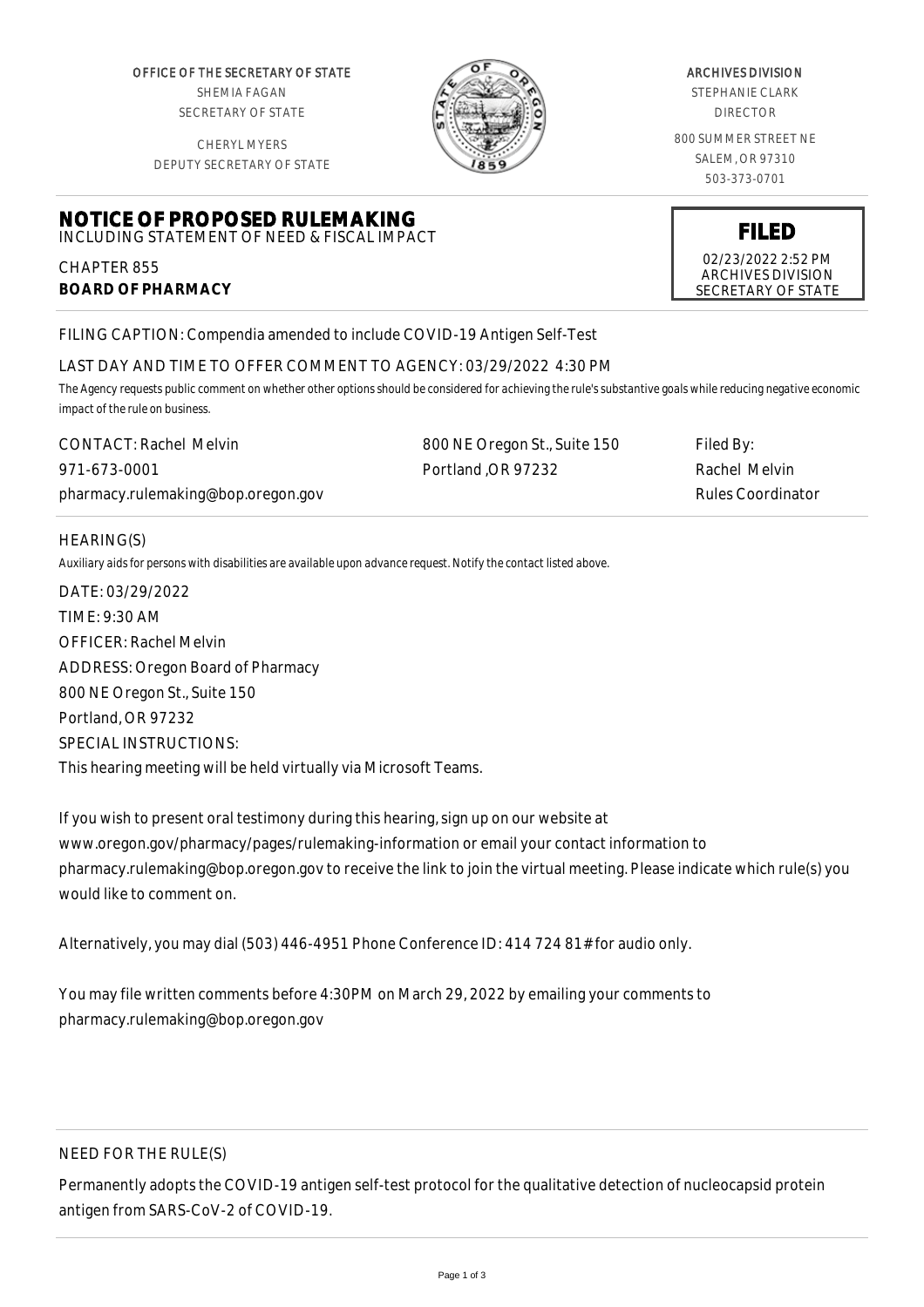OFFICE OF THE SECRETARY OF STATE
SHEMIA FAGAN
SECRETARY OF STATE

CHERYL MYERS
DEPUTY SECRETARY OF STATE

ARCHIVES DIVISION
STEPHANIE CLARK
DIRECTOR

800 SUMMER STREET NE
SALEM, OR 97310
503-373-0701

# NOTICE OF PROPOSED RULEMAKING

INCLUDING STATEMENT OF NEED & FISCAL IMPACT

**FILED**
02/23/2022 2:52 PM
ARCHIVES DIVISION
SECRETARY OF STATE

CHAPTER 855
**BOARD OF PHARMACY**

FILING CAPTION: Compendia amended to include COVID-19 Antigen Self-Test

LAST DAY AND TIME TO OFFER COMMENT TO AGENCY: 03/29/2022 4:30 PM

*The Agency requests public comment on whether other options should be considered for achieving the rule's substantive goals while reducing negative economic impact of the rule on business.*

| | | |
|---|---|---|
| CONTACT: Rachel Melvin | 800 NE Oregon St., Suite 150 | Filed By: |
| 971-673-0001 | Portland ,OR 97232 | Rachel Melvin |
| pharmacy.rulemaking@bop.oregon.gov | | Rules Coordinator |

HEARING(S)

*Auxiliary aids for persons with disabilities are available upon advance request. Notify the contact listed above.*

DATE: 03/29/2022
TIME: 9:30 AM
OFFICER: Rachel Melvin
ADDRESS: Oregon Board of Pharmacy
800 NE Oregon St., Suite 150
Portland, OR 97232
SPECIAL INSTRUCTIONS:
This hearing meeting will be held virtually via Microsoft Teams.

If you wish to present oral testimony during this hearing, sign up on our website at www.oregon.gov/pharmacy/pages/rulemaking-information or email your contact information to pharmacy.rulemaking@bop.oregon.gov to receive the link to join the virtual meeting. Please indicate which rule(s) you would like to comment on.

Alternatively, you may dial (503) 446-4951 Phone Conference ID: 414 724 81# for audio only.

You may file written comments before 4:30PM on March 29, 2022 by emailing your comments to pharmacy.rulemaking@bop.oregon.gov

NEED FOR THE RULE(S)

Permanently adopts the COVID-19 antigen self-test protocol for the qualitative detection of nucleocapsid protein antigen from SARS-CoV-2 of COVID-19.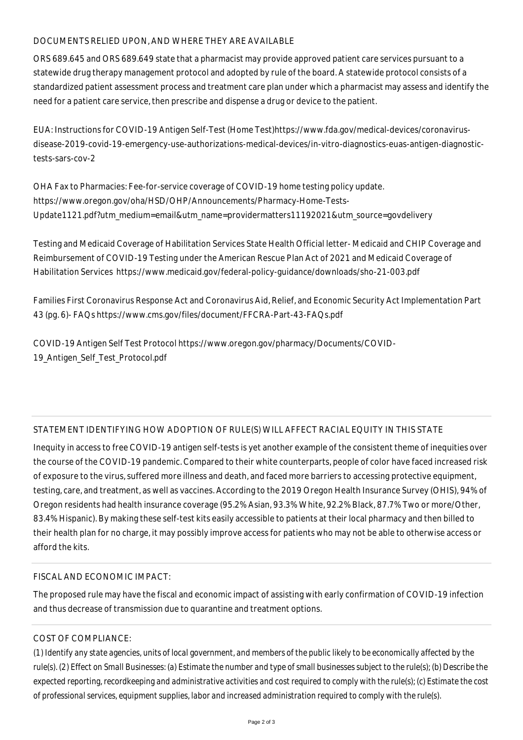## DOCUMENTS RELIED UPON, AND WHERE THEY ARE AVAILABLE

ORS 689.645 and ORS 689.649 state that a pharmacist may provide approved patient care services pursuant to a statewide drug therapy management protocol and adopted by rule of the board. A statewide protocol consists of a standardized patient assessment process and treatment care plan under which a pharmacist may assess and identify the need for a patient care service, then prescribe and dispense a drug or device to the patient.

EUA: Instructions for COVID-19 Antigen Self-Test (Home Test)https://www.fda.gov/medical-devices/coronavirus-disease-2019-covid-19-emergency-use-authorizations-medical-devices/in-vitro-diagnostics-euas-antigen-diagnostic-tests-sars-cov-2

OHA Fax to Pharmacies: Fee-for-service coverage of COVID-19 home testing policy update. https://www.oregon.gov/oha/HSD/OHP/Announcements/Pharmacy-Home-Tests-Update1121.pdf?utm_medium=email&utm_name=providermatters11192021&utm_source=govdelivery

Testing and Medicaid Coverage of Habilitation Services State Health Official letter- Medicaid and CHIP Coverage and Reimbursement of COVID-19 Testing under the American Rescue Plan Act of 2021 and Medicaid Coverage of Habilitation Services https://www.medicaid.gov/federal-policy-guidance/downloads/sho-21-003.pdf

Families First Coronavirus Response Act and Coronavirus Aid, Relief, and Economic Security Act Implementation Part 43 (pg. 6)- FAQs https://www.cms.gov/files/document/FFCRA-Part-43-FAQs.pdf

COVID-19 Antigen Self Test Protocol https://www.oregon.gov/pharmacy/Documents/COVID-19_Antigen_Self_Test_Protocol.pdf

## STATEMENT IDENTIFYING HOW ADOPTION OF RULE(S) WILL AFFECT RACIAL EQUITY IN THIS STATE

Inequity in access to free COVID-19 antigen self-tests is yet another example of the consistent theme of inequities over the course of the COVID-19 pandemic. Compared to their white counterparts, people of color have faced increased risk of exposure to the virus, suffered more illness and death, and faced more barriers to accessing protective equipment, testing, care, and treatment, as well as vaccines. According to the 2019 Oregon Health Insurance Survey (OHIS), 94% of Oregon residents had health insurance coverage (95.2% Asian, 93.3% White, 92.2% Black, 87.7% Two or more/Other, 83.4% Hispanic). By making these self-test kits easily accessible to patients at their local pharmacy and then billed to their health plan for no charge, it may possibly improve access for patients who may not be able to otherwise access or afford the kits.

## FISCAL AND ECONOMIC IMPACT:

The proposed rule may have the fiscal and economic impact of assisting with early confirmation of COVID-19 infection and thus decrease of transmission due to quarantine and treatment options.

## COST OF COMPLIANCE:

(1) Identify any state agencies, units of local government, and members of the public likely to be economically affected by the rule(s). (2) Effect on Small Businesses: (a) Estimate the number and type of small businesses subject to the rule(s); (b) Describe the expected reporting, recordkeeping and administrative activities and cost required to comply with the rule(s); (c) Estimate the cost of professional services, equipment supplies, labor and increased administration required to comply with the rule(s).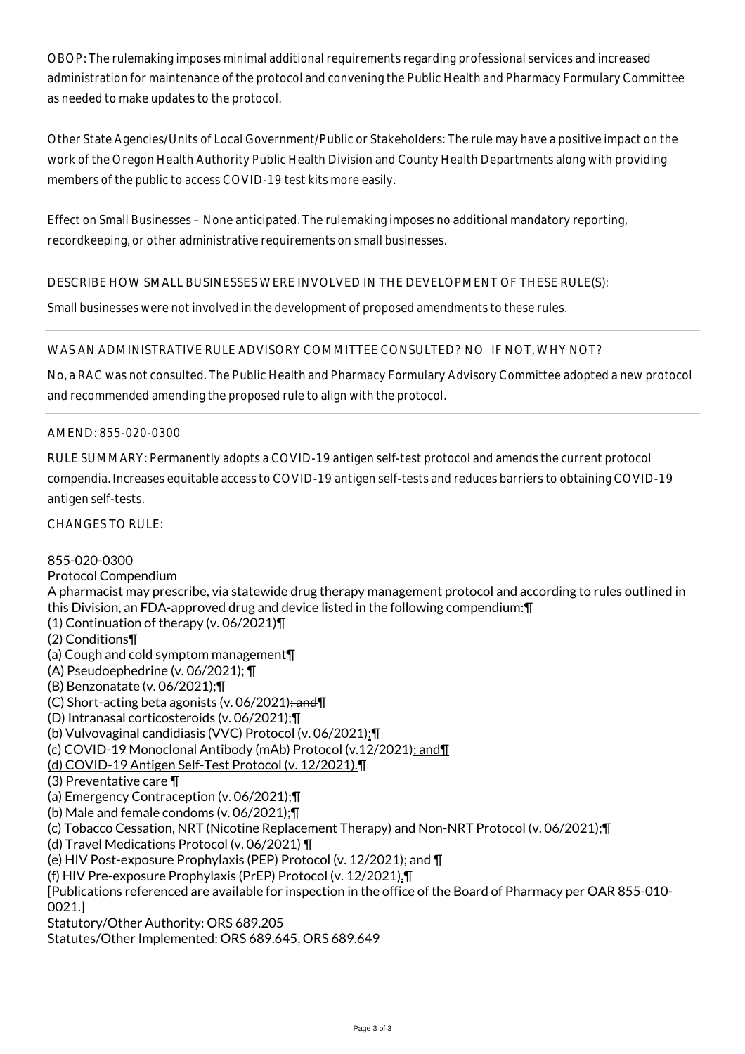OBOP: The rulemaking imposes minimal additional requirements regarding professional services and increased administration for maintenance of the protocol and convening the Public Health and Pharmacy Formulary Committee as needed to make updates to the protocol.

Other State Agencies/Units of Local Government/Public or Stakeholders: The rule may have a positive impact on the work of the Oregon Health Authority Public Health Division and County Health Departments along with providing members of the public to access COVID-19 test kits more easily.

Effect on Small Businesses – None anticipated. The rulemaking imposes no additional mandatory reporting, recordkeeping, or other administrative requirements on small businesses.

DESCRIBE HOW SMALL BUSINESSES WERE INVOLVED IN THE DEVELOPMENT OF THESE RULE(S):

Small businesses were not involved in the development of proposed amendments to these rules.

WAS AN ADMINISTRATIVE RULE ADVISORY COMMITTEE CONSULTED? NO IF NOT, WHY NOT?

No, a RAC was not consulted. The Public Health and Pharmacy Formulary Advisory Committee adopted a new protocol and recommended amending the proposed rule to align with the protocol.

AMEND: 855-020-0300

RULE SUMMARY: Permanently adopts a COVID-19 antigen self-test protocol and amends the current protocol compendia. Increases equitable access to COVID-19 antigen self-tests and reduces barriers to obtaining COVID-19 antigen self-tests.

CHANGES TO RULE:

855-020-0300
Protocol Compendium
A pharmacist may prescribe, via statewide drug therapy management protocol and according to rules outlined in this Division, an FDA-approved drug and device listed in the following compendium:¶
(1) Continuation of therapy (v. 06/2021)¶
(2) Conditions¶
(a) Cough and cold symptom management¶
(A) Pseudoephedrine (v. 06/2021); ¶
(B) Benzonatate (v. 06/2021);¶
(C) Short-acting beta agonists (v. 06/2021)~~; and~~¶
(D) Intranasal corticosteroids (v. 06/2021);¶
(b) Vulvovaginal candidiasis (VVC) Protocol (v. 06/2021);¶
(c) COVID-19 Monoclonal Antibody (mAb) Protocol (v.12/2021); and¶
(d) COVID-19 Antigen Self-Test Protocol (v. 12/2021).¶
(3) Preventative care ¶
(a) Emergency Contraception (v. 06/2021);¶
(b) Male and female condoms (v. 06/2021);¶
(c) Tobacco Cessation, NRT (Nicotine Replacement Therapy) and Non-NRT Protocol (v. 06/2021);¶
(d) Travel Medications Protocol (v. 06/2021) ¶
(e) HIV Post-exposure Prophylaxis (PEP) Protocol (v. 12/2021); and ¶
(f) HIV Pre-exposure Prophylaxis (PrEP) Protocol (v. 12/2021).¶
[Publications referenced are available for inspection in the office of the Board of Pharmacy per OAR 855-010-0021.]
Statutory/Other Authority: ORS 689.205
Statutes/Other Implemented: ORS 689.645, ORS 689.649